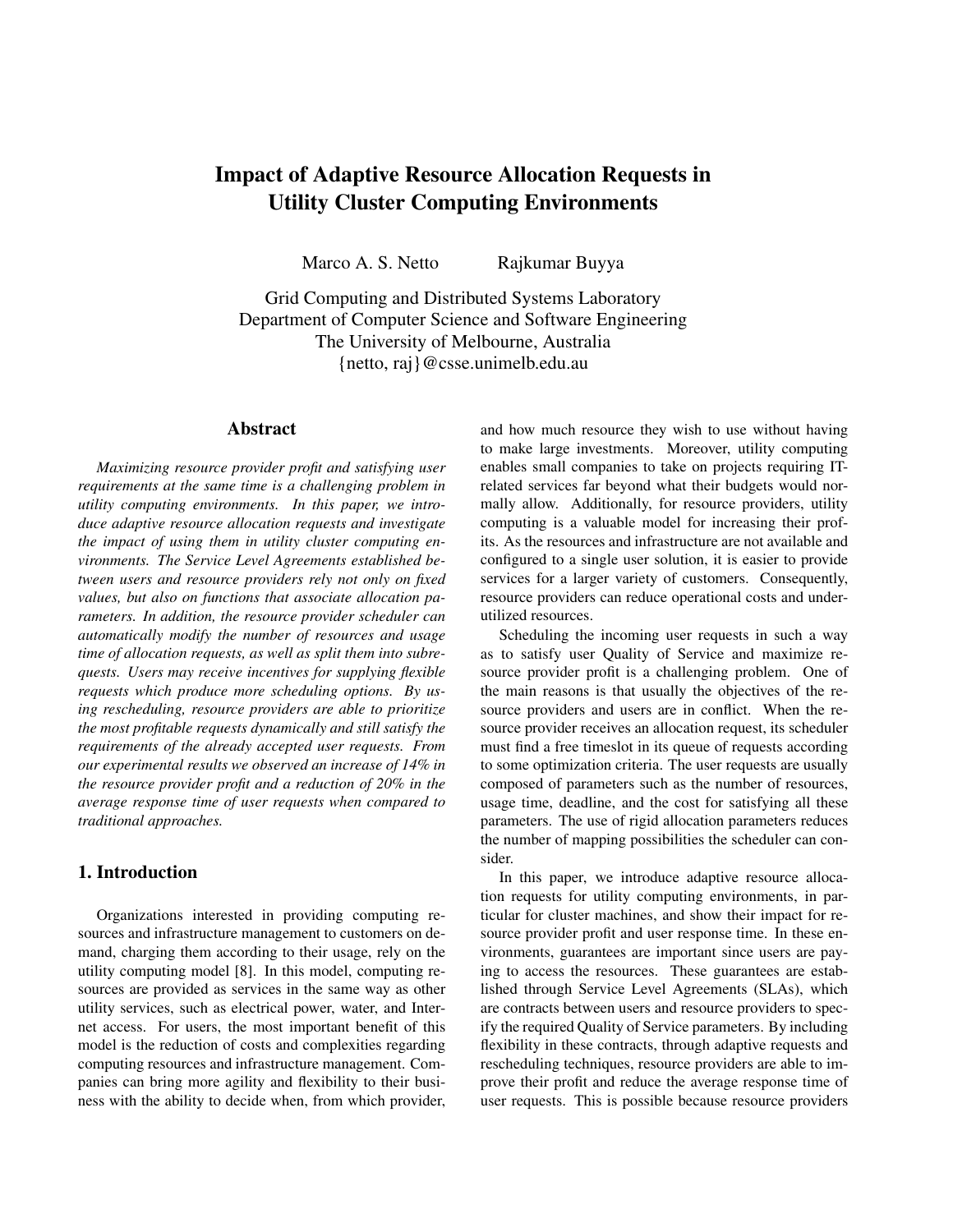# Impact of Adaptive Resource Allocation Requests in Utility Cluster Computing Environments

Marco A. S. Netto     Rajkumar Buyya

Grid Computing and Distributed Systems Laboratory
Department of Computer Science and Software Engineering
The University of Melbourne, Australia
{netto, raj}@csse.unimelb.edu.au

## Abstract

*Maximizing resource provider profit and satisfying user requirements at the same time is a challenging problem in utility computing environments. In this paper, we introduce adaptive resource allocation requests and investigate the impact of using them in utility cluster computing environments. The Service Level Agreements established between users and resource providers rely not only on fixed values, but also on functions that associate allocation parameters. In addition, the resource provider scheduler can automatically modify the number of resources and usage time of allocation requests, as well as split them into subrequests. Users may receive incentives for supplying flexible requests which produce more scheduling options. By using rescheduling, resource providers are able to prioritize the most profitable requests dynamically and still satisfy the requirements of the already accepted user requests. From our experimental results we observed an increase of 14% in the resource provider profit and a reduction of 20% in the average response time of user requests when compared to traditional approaches.*

## 1. Introduction

Organizations interested in providing computing resources and infrastructure management to customers on demand, charging them according to their usage, rely on the utility computing model [8]. In this model, computing resources are provided as services in the same way as other utility services, such as electrical power, water, and Internet access. For users, the most important benefit of this model is the reduction of costs and complexities regarding computing resources and infrastructure management. Companies can bring more agility and flexibility to their business with the ability to decide when, from which provider, and how much resource they wish to use without having to make large investments. Moreover, utility computing enables small companies to take on projects requiring IT-related services far beyond what their budgets would normally allow. Additionally, for resource providers, utility computing is a valuable model for increasing their profits. As the resources and infrastructure are not available and configured to a single user solution, it is easier to provide services for a larger variety of customers. Consequently, resource providers can reduce operational costs and underutilized resources.

Scheduling the incoming user requests in such a way as to satisfy user Quality of Service and maximize resource provider profit is a challenging problem. One of the main reasons is that usually the objectives of the resource providers and users are in conflict. When the resource provider receives an allocation request, its scheduler must find a free timeslot in its queue of requests according to some optimization criteria. The user requests are usually composed of parameters such as the number of resources, usage time, deadline, and the cost for satisfying all these parameters. The use of rigid allocation parameters reduces the number of mapping possibilities the scheduler can consider.

In this paper, we introduce adaptive resource allocation requests for utility computing environments, in particular for cluster machines, and show their impact for resource provider profit and user response time. In these environments, guarantees are important since users are paying to access the resources. These guarantees are established through Service Level Agreements (SLAs), which are contracts between users and resource providers to specify the required Quality of Service parameters. By including flexibility in these contracts, through adaptive requests and rescheduling techniques, resource providers are able to improve their profit and reduce the average response time of user requests. This is possible because resource providers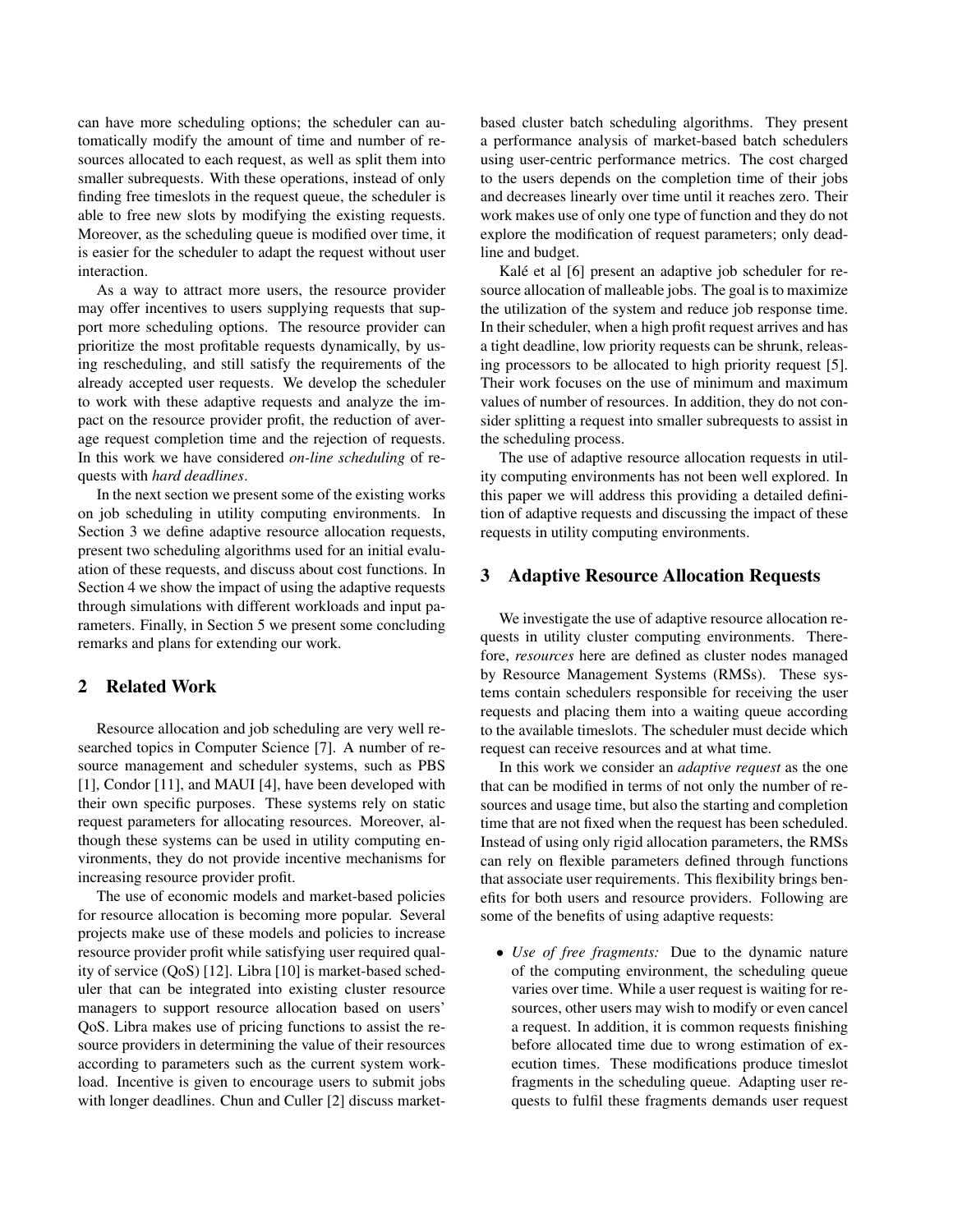can have more scheduling options; the scheduler can automatically modify the amount of time and number of resources allocated to each request, as well as split them into smaller subrequests. With these operations, instead of only finding free timeslots in the request queue, the scheduler is able to free new slots by modifying the existing requests. Moreover, as the scheduling queue is modified over time, it is easier for the scheduler to adapt the request without user interaction.

As a way to attract more users, the resource provider may offer incentives to users supplying requests that support more scheduling options. The resource provider can prioritize the most profitable requests dynamically, by using rescheduling, and still satisfy the requirements of the already accepted user requests. We develop the scheduler to work with these adaptive requests and analyze the impact on the resource provider profit, the reduction of average request completion time and the rejection of requests. In this work we have considered *on-line scheduling* of requests with *hard deadlines*.

In the next section we present some of the existing works on job scheduling in utility computing environments. In Section 3 we define adaptive resource allocation requests, present two scheduling algorithms used for an initial evaluation of these requests, and discuss about cost functions. In Section 4 we show the impact of using the adaptive requests through simulations with different workloads and input parameters. Finally, in Section 5 we present some concluding remarks and plans for extending our work.

## 2 Related Work

Resource allocation and job scheduling are very well researched topics in Computer Science [7]. A number of resource management and scheduler systems, such as PBS [1], Condor [11], and MAUI [4], have been developed with their own specific purposes. These systems rely on static request parameters for allocating resources. Moreover, although these systems can be used in utility computing environments, they do not provide incentive mechanisms for increasing resource provider profit.

The use of economic models and market-based policies for resource allocation is becoming more popular. Several projects make use of these models and policies to increase resource provider profit while satisfying user required quality of service (QoS) [12]. Libra [10] is market-based scheduler that can be integrated into existing cluster resource managers to support resource allocation based on users' QoS. Libra makes use of pricing functions to assist the resource providers in determining the value of their resources according to parameters such as the current system workload. Incentive is given to encourage users to submit jobs with longer deadlines. Chun and Culler [2] discuss market-based cluster batch scheduling algorithms. They present a performance analysis of market-based batch schedulers using user-centric performance metrics. The cost charged to the users depends on the completion time of their jobs and decreases linearly over time until it reaches zero. Their work makes use of only one type of function and they do not explore the modification of request parameters; only deadline and budget.

Kalé et al [6] present an adaptive job scheduler for resource allocation of malleable jobs. The goal is to maximize the utilization of the system and reduce job response time. In their scheduler, when a high profit request arrives and has a tight deadline, low priority requests can be shrunk, releasing processors to be allocated to high priority request [5]. Their work focuses on the use of minimum and maximum values of number of resources. In addition, they do not consider splitting a request into smaller subrequests to assist in the scheduling process.

The use of adaptive resource allocation requests in utility computing environments has not been well explored. In this paper we will address this providing a detailed definition of adaptive requests and discussing the impact of these requests in utility computing environments.

## 3 Adaptive Resource Allocation Requests

We investigate the use of adaptive resource allocation requests in utility cluster computing environments. Therefore, *resources* here are defined as cluster nodes managed by Resource Management Systems (RMSs). These systems contain schedulers responsible for receiving the user requests and placing them into a waiting queue according to the available timeslots. The scheduler must decide which request can receive resources and at what time.

In this work we consider an *adaptive request* as the one that can be modified in terms of not only the number of resources and usage time, but also the starting and completion time that are not fixed when the request has been scheduled. Instead of using only rigid allocation parameters, the RMSs can rely on flexible parameters defined through functions that associate user requirements. This flexibility brings benefits for both users and resource providers. Following are some of the benefits of using adaptive requests:

- *Use of free fragments:* Due to the dynamic nature of the computing environment, the scheduling queue varies over time. While a user request is waiting for resources, other users may wish to modify or even cancel a request. In addition, it is common requests finishing before allocated time due to wrong estimation of execution times. These modifications produce timeslot fragments in the scheduling queue. Adapting user requests to fulfil these fragments demands user request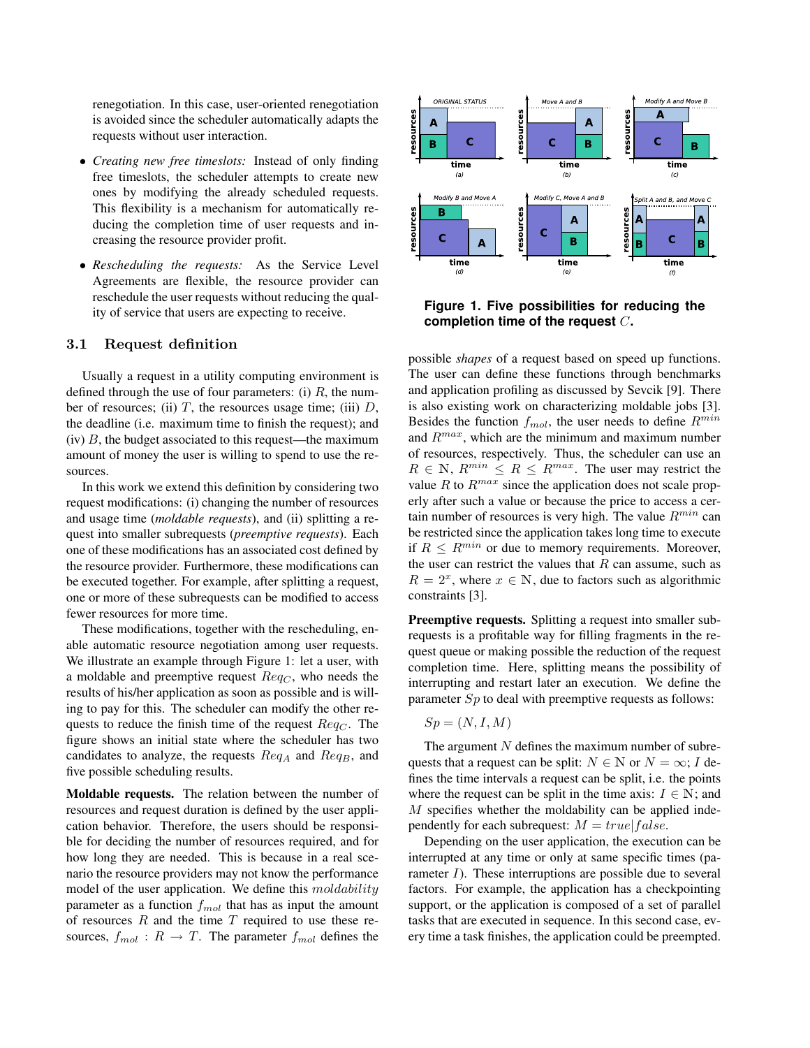renegotiation. In this case, user-oriented renegotiation is avoided since the scheduler automatically adapts the requests without user interaction.

- *Creating new free timeslots:* Instead of only finding free timeslots, the scheduler attempts to create new ones by modifying the already scheduled requests. This flexibility is a mechanism for automatically reducing the completion time of user requests and increasing the resource provider profit.
- *Rescheduling the requests:* As the Service Level Agreements are flexible, the resource provider can reschedule the user requests without reducing the quality of service that users are expecting to receive.

### 3.1 Request definition

Usually a request in a utility computing environment is defined through the use of four parameters: (i) $R$, the number of resources; (ii) $T$, the resources usage time; (iii) $D$, the deadline (i.e. maximum time to finish the request); and (iv) $B$, the budget associated to this request—the maximum amount of money the user is willing to spend to use the resources.

In this work we extend this definition by considering two request modifications: (i) changing the number of resources and usage time (*moldable requests*), and (ii) splitting a request into smaller subrequests (*preemptive requests*). Each one of these modifications has an associated cost defined by the resource provider. Furthermore, these modifications can be executed together. For example, after splitting a request, one or more of these subrequests can be modified to access fewer resources for more time.

These modifications, together with the rescheduling, enable automatic resource negotiation among user requests. We illustrate an example through Figure 1: let a user, with a moldable and preemptive request $Req_C$, who needs the results of his/her application as soon as possible and is willing to pay for this. The scheduler can modify the other requests to reduce the finish time of the request $Req_C$. The figure shows an initial state where the scheduler has two candidates to analyze, the requests $Req_A$ and $Req_B$, and five possible scheduling results.

**Figure 1. Five possibilities for reducing the completion time of the request $C$.**

**Moldable requests.** The relation between the number of resources and request duration is defined by the user application behavior. Therefore, the users should be responsible for deciding the number of resources required, and for how long they are needed. This is because in a real scenario the resource providers may not know the performance model of the user application. We define this $moldability$ parameter as a function $f_{mol}$ that has as input the amount of resources $R$ and the time $T$ required to use these resources, $f_{mol} : R \rightarrow T$. The parameter $f_{mol}$ defines the possible *shapes* of a request based on speed up functions. The user can define these functions through benchmarks and application profiling as discussed by Sevcik [9]. There is also existing work on characterizing moldable jobs [3]. Besides the function $f_{mol}$, the user needs to define $R^{min}$ and $R^{max}$, which are the minimum and maximum number of resources, respectively. Thus, the scheduler can use an $R \in \mathbb{N}$, $R^{min} \leq R \leq R^{max}$. The user may restrict the value $R$ to $R^{max}$ since the application does not scale properly after such a value or because the price to access a certain number of resources is very high. The value $R^{min}$ can be restricted since the application takes long time to execute if $R \leq R^{min}$ or due to memory requirements. Moreover, the user can restrict the values that $R$ can assume, such as $R = 2^x$, where $x \in \mathbb{N}$, due to factors such as algorithmic constraints [3].

**Preemptive requests.** Splitting a request into smaller subrequests is a profitable way for filling fragments in the request queue or making possible the reduction of the request completion time. Here, splitting means the possibility of interrupting and restart later an execution. We define the parameter $Sp$ to deal with preemptive requests as follows:

$$Sp = (N, I, M)$$

The argument $N$ defines the maximum number of subrequests that a request can be split: $N \in \mathbb{N}$ or $N = \infty$; $I$ defines the time intervals a request can be split, i.e. the points where the request can be split in the time axis: $I \in \mathbb{N}$; and $M$ specifies whether the moldability can be applied independently for each subrequest: $M = true|false$.

Depending on the user application, the execution can be interrupted at any time or only at same specific times (parameter $I$). These interruptions are possible due to several factors. For example, the application has a checkpointing support, or the application is composed of a set of parallel tasks that are executed in sequence. In this second case, every time a task finishes, the application could be preempted.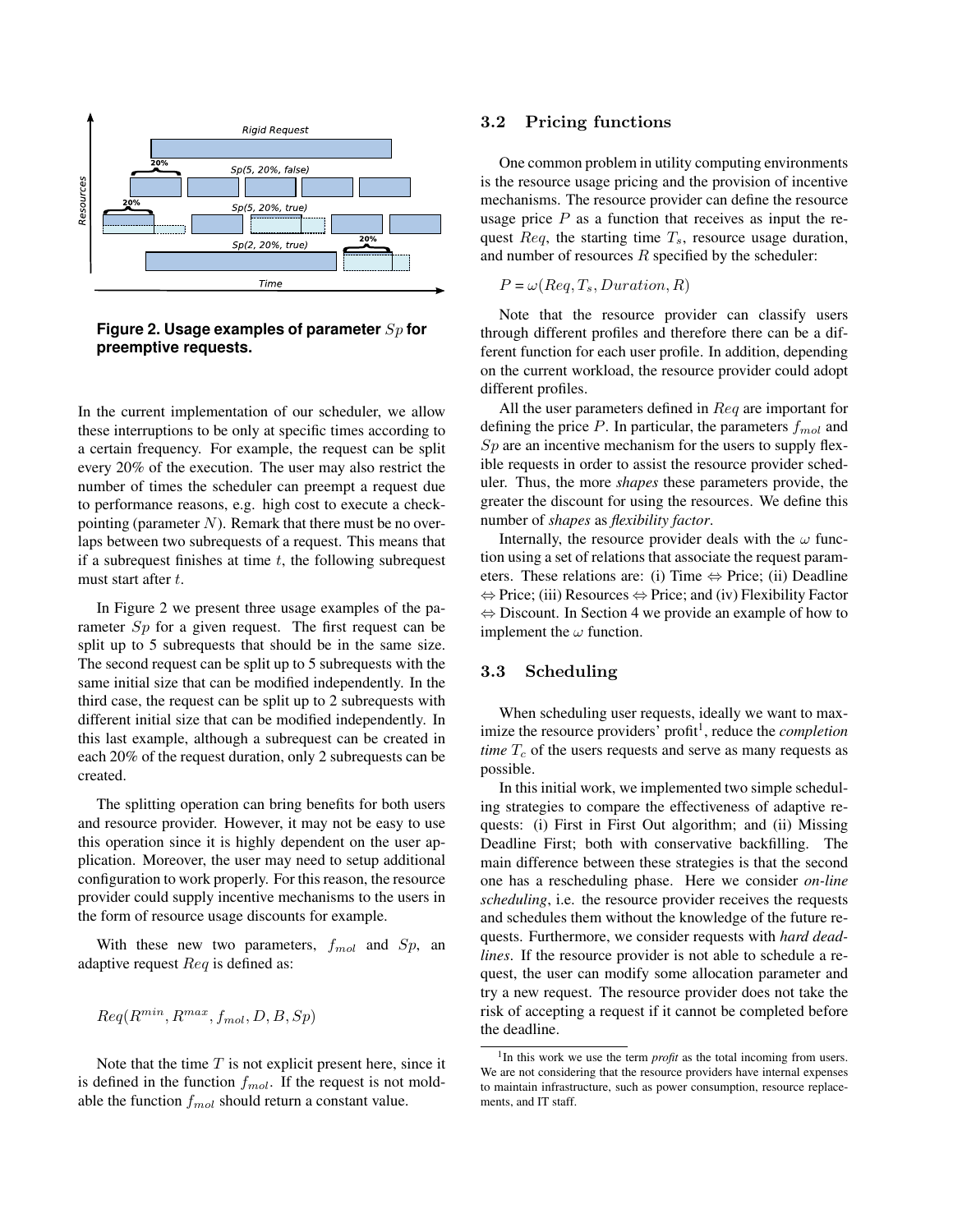**Figure 2. Usage examples of parameter $Sp$ for preemptive requests.**

In the current implementation of our scheduler, we allow these interruptions to be only at specific times according to a certain frequency. For example, the request can be split every 20% of the execution. The user may also restrict the number of times the scheduler can preempt a request due to performance reasons, e.g. high cost to execute a checkpointing (parameter $N$). Remark that there must be no overlaps between two subrequests of a request. This means that if a subrequest finishes at time $t$, the following subrequest must start after $t$.

In Figure 2 we present three usage examples of the parameter $Sp$ for a given request. The first request can be split up to 5 subrequests that should be in the same size. The second request can be split up to 5 subrequests with the same initial size that can be modified independently. In the third case, the request can be split up to 2 subrequests with different initial size that can be modified independently. In this last example, although a subrequest can be created in each 20% of the request duration, only 2 subrequests can be created.

The splitting operation can bring benefits for both users and resource provider. However, it may not be easy to use this operation since it is highly dependent on the user application. Moreover, the user may need to setup additional configuration to work properly. For this reason, the resource provider could supply incentive mechanisms to the users in the form of resource usage discounts for example.

With these new two parameters, $f_{mol}$ and $Sp$, an adaptive request $Req$ is defined as:

$$Req(R^{min}, R^{max}, f_{mol}, D, B, Sp)$$

Note that the time $T$ is not explicit present here, since it is defined in the function $f_{mol}$. If the request is not moldable the function $f_{mol}$ should return a constant value.

### 3.2 Pricing functions

One common problem in utility computing environments is the resource usage pricing and the provision of incentive mechanisms. The resource provider can define the resource usage price $P$ as a function that receives as input the request $Req$, the starting time $T_s$, resource usage duration, and number of resources $R$ specified by the scheduler:

$$P = \omega(Req, T_s, Duration, R)$$

Note that the resource provider can classify users through different profiles and therefore there can be a different function for each user profile. In addition, depending on the current workload, the resource provider could adopt different profiles.

All the user parameters defined in $Req$ are important for defining the price $P$. In particular, the parameters $f_{mol}$ and $Sp$ are an incentive mechanism for the users to supply flexible requests in order to assist the resource provider scheduler. Thus, the more *shapes* these parameters provide, the greater the discount for using the resources. We define this number of *shapes* as *flexibility factor*.

Internally, the resource provider deals with the $\omega$ function using a set of relations that associate the request parameters. These relations are: (i) Time $\Leftrightarrow$ Price; (ii) Deadline $\Leftrightarrow$ Price; (iii) Resources $\Leftrightarrow$ Price; and (iv) Flexibility Factor $\Leftrightarrow$ Discount. In Section 4 we provide an example of how to implement the $\omega$ function.

### 3.3 Scheduling

When scheduling user requests, ideally we want to maximize the resource providers' profit[1], reduce the *completion time* $T_c$ of the users requests and serve as many requests as possible.

In this initial work, we implemented two simple scheduling strategies to compare the effectiveness of adaptive requests: (i) First in First Out algorithm; and (ii) Missing Deadline First; both with conservative backfilling. The main difference between these strategies is that the second one has a rescheduling phase. Here we consider *on-line scheduling*, i.e. the resource provider receives the requests and schedules them without the knowledge of the future requests. Furthermore, we consider requests with *hard deadlines*. If the resource provider is not able to schedule a request, the user can modify some allocation parameter and try a new request. The resource provider does not take the risk of accepting a request if it cannot be completed before the deadline.

[1] In this work we use the term *profit* as the total incoming from users. We are not considering that the resource providers have internal expenses to maintain infrastructure, such as power consumption, resource replacements, and IT staff.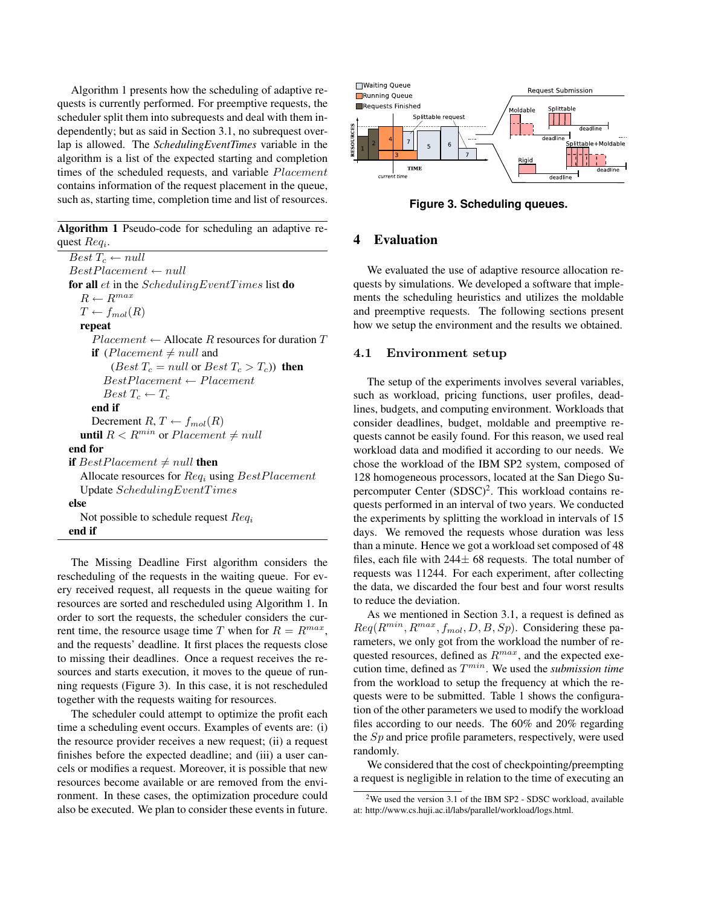Algorithm 1 presents how the scheduling of adaptive requests is currently performed. For preemptive requests, the scheduler split them into subrequests and deal with them independently; but as said in Section 3.1, no subrequest overlap is allowed. The *SchedulingEventTimes* variable in the algorithm is a list of the expected starting and completion times of the scheduled requests, and variable $Placement$ contains information of the request placement in the queue, such as, starting time, completion time and list of resources.

**Algorithm 1** Pseudo-code for scheduling an adaptive request $Req_i$.

```
Best T_c ← null
BestPlacement ← null
for all et in the SchedulingEventTimes list do
    R ← R^max
    T ← f_mol(R)
    repeat
        Placement ← Allocate R resources for duration T
        if (Placement ≠ null and
              (Best T_c = null or Best T_c > T_c)) then
            BestPlacement ← Placement
            Best T_c ← T_c
        end if
        Decrement R, T ← f_mol(R)
    until R < R^min or Placement ≠ null
end for
if BestPlacement ≠ null then
    Allocate resources for Req_i using BestPlacement
    Update SchedulingEventTimes
else
    Not possible to schedule request Req_i
end if
```

The Missing Deadline First algorithm considers the rescheduling of the requests in the waiting queue. For every received request, all requests in the queue waiting for resources are sorted and rescheduled using Algorithm 1. In order to sort the requests, the scheduler considers the current time, the resource usage time $T$ when for $R = R^{max}$, and the requests' deadline. It first places the requests close to missing their deadlines. Once a request receives the resources and starts execution, it moves to the queue of running requests (Figure 3). In this case, it is not rescheduled together with the requests waiting for resources.

The scheduler could attempt to optimize the profit each time a scheduling event occurs. Examples of events are: (i) the resource provider receives a new request; (ii) a request finishes before the expected deadline; and (iii) a user cancels or modifies a request. Moreover, it is possible that new resources become available or are removed from the environment. In these cases, the optimization procedure could also be executed. We plan to consider these events in future.

**Figure 3. Scheduling queues.**

## 4 Evaluation

We evaluated the use of adaptive resource allocation requests by simulations. We developed a software that implements the scheduling heuristics and utilizes the moldable and preemptive requests. The following sections present how we setup the environment and the results we obtained.

### 4.1 Environment setup

The setup of the experiments involves several variables, such as workload, pricing functions, user profiles, deadlines, budgets, and computing environment. Workloads that consider deadlines, budget, moldable and preemptive requests cannot be easily found. For this reason, we used real workload data and modified it according to our needs. We chose the workload of the IBM SP2 system, composed of 128 homogeneous processors, located at the San Diego Supercomputer Center (SDSC)[2]. This workload contains requests performed in an interval of two years. We conducted the experiments by splitting the workload in intervals of 15 days. We removed the requests whose duration was less than a minute. Hence we got a workload set composed of 48 files, each file with 244± 68 requests. The total number of requests was 11244. For each experiment, after collecting the data, we discarded the four best and four worst results to reduce the deviation.

As we mentioned in Section 3.1, a request is defined as $Req(R^{min}, R^{max}, f_{mol}, D, B, Sp)$. Considering these parameters, we only got from the workload the number of requested resources, defined as $R^{max}$, and the expected execution time, defined as $T^{min}$. We used the *submission time* from the workload to setup the frequency at which the requests were to be submitted. Table 1 shows the configuration of the other parameters we used to modify the workload files according to our needs. The 60% and 20% regarding the $Sp$ and price profile parameters, respectively, were used randomly.

We considered that the cost of checkpointing/preempting a request is negligible in relation to the time of executing an

[2]We used the version 3.1 of the IBM SP2 - SDSC workload, available at: http://www.cs.huji.ac.il/labs/parallel/workload/logs.html.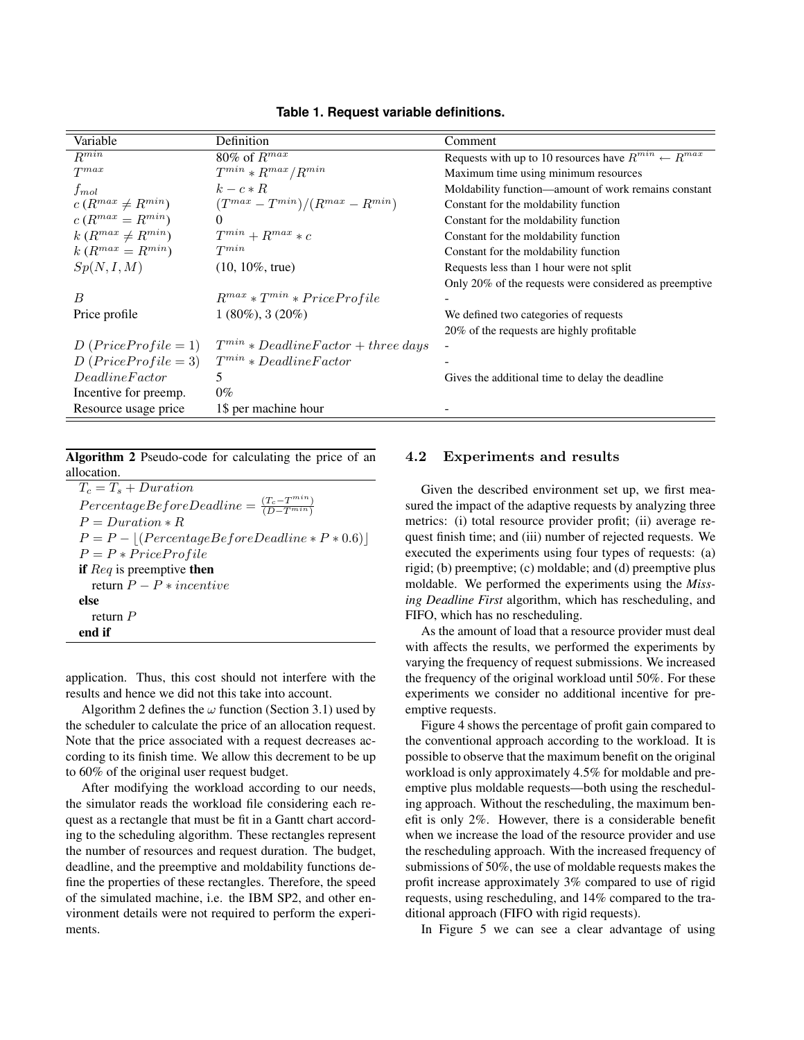**Table 1. Request variable definitions.**

| Variable | Definition | Comment |
|---|---|---|
| $R^{min}$ | 80% of $R^{max}$ | Requests with up to 10 resources have $R^{min} \leftarrow R^{max}$ |
| $T^{max}$ | $T^{min} * R^{max}/R^{min}$ | Maximum time using minimum resources |
| $f_{mol}$ | $k - c * R$ | Moldability function—amount of work remains constant |
| $c\,(R^{max} \neq R^{min})$ | $(T^{max} - T^{min})/(R^{max} - R^{min})$ | Constant for the moldability function |
| $c\,(R^{max} = R^{min})$ | 0 | Constant for the moldability function |
| $k\,(R^{max} \neq R^{min})$ | $T^{min} + R^{max} * c$ | Constant for the moldability function |
| $k\,(R^{max} = R^{min})$ | $T^{min}$ | Constant for the moldability function |
| $Sp(N, I, M)$ | (10, 10%, true) | Requests less than 1 hour were not split |
| | | Only 20% of the requests were considered as preemptive |
| $B$ | $R^{max} * T^{min} * PriceProfile$ | - |
| Price profile | 1 (80%), 3 (20%) | We defined two categories of requests |
| | | 20% of the requests are highly profitable |
| $D\,(PriceProfile = 1)$ | $T^{min} * DeadlineFactor + three\ days$ | - |
| $D\,(PriceProfile = 3)$ | $T^{min} * DeadlineFactor$ | - |
| $DeadlineFactor$ | 5 | Gives the additional time to delay the deadline |
| Incentive for preemp. | 0% | |
| Resource usage price | 1$ per machine hour | - |

**Algorithm 2** Pseudo-code for calculating the price of an allocation.

$T_c = T_s + Duration$
$PercentageBeforeDeadline = \frac{(T_c - T^{min})}{(D - T^{min})}$
$P = Duration * R$
$P = P - \lfloor (PercentageBeforeDeadline * P * 0.6) \rfloor$
$P = P * PriceProfile$
**if** $Req$ is preemptive **then**
  return $P - P * incentive$
**else**
  return $P$
**end if**

application. Thus, this cost should not interfere with the results and hence we did not this take into account.

Algorithm 2 defines the $\omega$ function (Section 3.1) used by the scheduler to calculate the price of an allocation request. Note that the price associated with a request decreases according to its finish time. We allow this decrement to be up to 60% of the original user request budget.

After modifying the workload according to our needs, the simulator reads the workload file considering each request as a rectangle that must be fit in a Gantt chart according to the scheduling algorithm. These rectangles represent the number of resources and request duration. The budget, deadline, and the preemptive and moldability functions define the properties of these rectangles. Therefore, the speed of the simulated machine, i.e. the IBM SP2, and other environment details were not required to perform the experiments.

## 4.2 Experiments and results

Given the described environment set up, we first measured the impact of the adaptive requests by analyzing three metrics: (i) total resource provider profit; (ii) average request finish time; and (iii) number of rejected requests. We executed the experiments using four types of requests: (a) rigid; (b) preemptive; (c) moldable; and (d) preemptive plus moldable. We performed the experiments using the *Missing Deadline First* algorithm, which has rescheduling, and FIFO, which has no rescheduling.

As the amount of load that a resource provider must deal with affects the results, we performed the experiments by varying the frequency of request submissions. We increased the frequency of the original workload until 50%. For these experiments we consider no additional incentive for preemptive requests.

Figure 4 shows the percentage of profit gain compared to the conventional approach according to the workload. It is possible to observe that the maximum benefit on the original workload is only approximately 4.5% for moldable and preemptive plus moldable requests—both using the rescheduling approach. Without the rescheduling, the maximum benefit is only 2%. However, there is a considerable benefit when we increase the load of the resource provider and use the rescheduling approach. With the increased frequency of submissions of 50%, the use of moldable requests makes the profit increase approximately 3% compared to use of rigid requests, using rescheduling, and 14% compared to the traditional approach (FIFO with rigid requests).

In Figure 5 we can see a clear advantage of using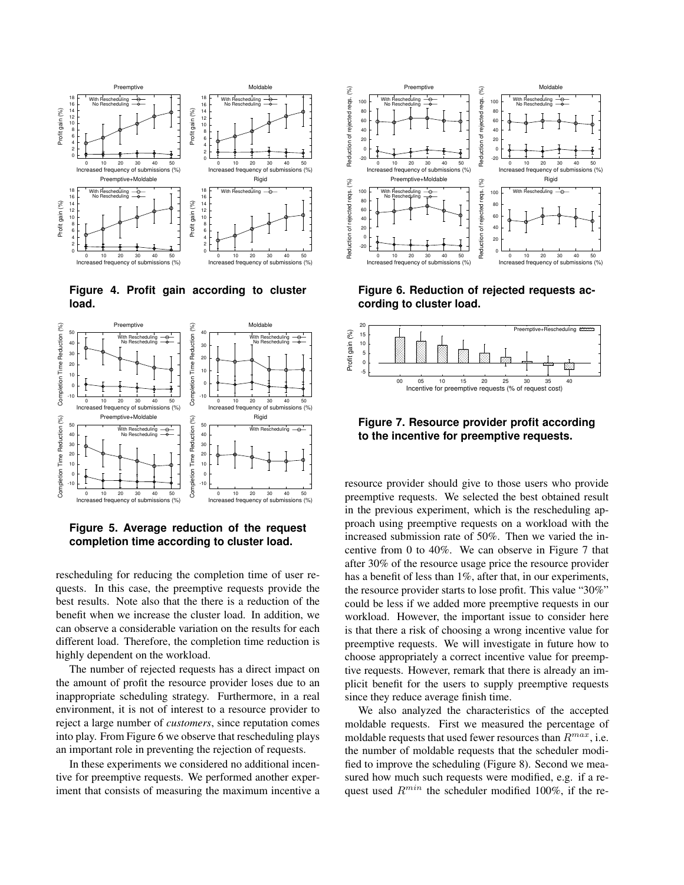**Figure 4. Profit gain according to cluster load.**

**Figure 5. Average reduction of the request completion time according to cluster load.**

rescheduling for reducing the completion time of user requests. In this case, the preemptive requests provide the best results. Note also that the there is a reduction of the benefit when we increase the cluster load. In addition, we can observe a considerable variation on the results for each different load. Therefore, the completion time reduction is highly dependent on the workload.

The number of rejected requests has a direct impact on the amount of profit the resource provider loses due to an inappropriate scheduling strategy. Furthermore, in a real environment, it is not of interest to a resource provider to reject a large number of *customers*, since reputation comes into play. From Figure 6 we observe that rescheduling plays an important role in preventing the rejection of requests.

In these experiments we considered no additional incentive for preemptive requests. We performed another experiment that consists of measuring the maximum incentive a

**Figure 6. Reduction of rejected requests according to cluster load.**

**Figure 7. Resource provider profit according to the incentive for preemptive requests.**

resource provider should give to those users who provide preemptive requests. We selected the best obtained result in the previous experiment, which is the rescheduling approach using preemptive requests on a workload with the increased submission rate of 50%. Then we varied the incentive from 0 to 40%. We can observe in Figure 7 that after 30% of the resource usage price the resource provider has a benefit of less than 1%, after that, in our experiments, the resource provider starts to lose profit. This value "30%" could be less if we added more preemptive requests in our workload. However, the important issue to consider here is that there a risk of choosing a wrong incentive value for preemptive requests. We will investigate in future how to choose appropriately a correct incentive value for preemptive requests. However, remark that there is already an implicit benefit for the users to supply preemptive requests since they reduce average finish time.

We also analyzed the characteristics of the accepted moldable requests. First we measured the percentage of moldable requests that used fewer resources than $R^{max}$, i.e. the number of moldable requests that the scheduler modified to improve the scheduling (Figure 8). Second we measured how much such requests were modified, e.g. if a request used $R^{min}$ the scheduler modified 100%, if the re-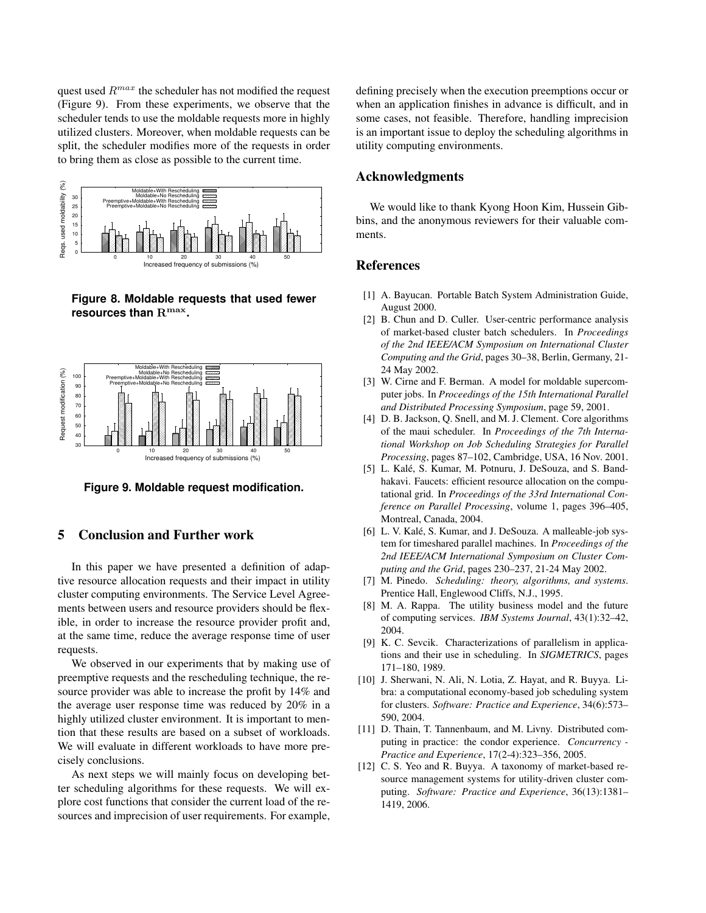quest used $R^{max}$ the scheduler has not modified the request (Figure 9). From these experiments, we observe that the scheduler tends to use the moldable requests more in highly utilized clusters. Moreover, when moldable requests can be split, the scheduler modifies more of the requests in order to bring them as close as possible to the current time.

Moldable+With Rescheduling
Moldable+No Rescheduling
Preemptive+Moldable+With Rescheduling
Preemptive+Moldable+No Rescheduling

Reqs. used moldability (%)

0 5 10 15 20 25 30

0 10 20 30 40 50

Increased frequency of submissions (%)

**Figure 8. Moldable requests that used fewer resources than $\mathbf{R^{max}}$.**

Moldable+With Rescheduling
Moldable+No Rescheduling
Preemptive+Moldable+With Rescheduling
Preemptive+Moldable+No Rescheduling

Request modification (%)

30 40 50 60 70 80 90 100

0 10 20 30 40 50

Increased frequency of submissions (%)

**Figure 9. Moldable request modification.**

## 5 Conclusion and Further work

In this paper we have presented a definition of adaptive resource allocation requests and their impact in utility cluster computing environments. The Service Level Agreements between users and resource providers should be flexible, in order to increase the resource provider profit and, at the same time, reduce the average response time of user requests.

We observed in our experiments that by making use of preemptive requests and the rescheduling technique, the resource provider was able to increase the profit by 14% and the average user response time was reduced by 20% in a highly utilized cluster environment. It is important to mention that these results are based on a subset of workloads. We will evaluate in different workloads to have more precisely conclusions.

As next steps we will mainly focus on developing better scheduling algorithms for these requests. We will explore cost functions that consider the current load of the resources and imprecision of user requirements. For example, defining precisely when the execution preemptions occur or when an application finishes in advance is difficult, and in some cases, not feasible. Therefore, handling imprecision is an important issue to deploy the scheduling algorithms in utility computing environments.

## Acknowledgments

We would like to thank Kyong Hoon Kim, Hussein Gibbins, and the anonymous reviewers for their valuable comments.

## References

[1] A. Bayucan. Portable Batch System Administration Guide, August 2000.

[2] B. Chun and D. Culler. User-centric performance analysis of market-based cluster batch schedulers. In *Proceedings of the 2nd IEEE/ACM Symposium on International Cluster Computing and the Grid*, pages 30–38, Berlin, Germany, 21-24 May 2002.

[3] W. Cirne and F. Berman. A model for moldable supercomputer jobs. In *Proceedings of the 15th International Parallel and Distributed Processing Symposium*, page 59, 2001.

[4] D. B. Jackson, Q. Snell, and M. J. Clement. Core algorithms of the maui scheduler. In *Proceedings of the 7th International Workshop on Job Scheduling Strategies for Parallel Processing*, pages 87–102, Cambridge, USA, 16 Nov. 2001.

[5] L. Kalé, S. Kumar, M. Potnuru, J. DeSouza, and S. Bandhakavi. Faucets: efficient resource allocation on the computational grid. In *Proceedings of the 33rd International Conference on Parallel Processing*, volume 1, pages 396–405, Montreal, Canada, 2004.

[6] L. V. Kalé, S. Kumar, and J. DeSouza. A malleable-job system for timeshared parallel machines. In *Proceedings of the 2nd IEEE/ACM International Symposium on Cluster Computing and the Grid*, pages 230–237, 21-24 May 2002.

[7] M. Pinedo. *Scheduling: theory, algorithms, and systems*. Prentice Hall, Englewood Cliffs, N.J., 1995.

[8] M. A. Rappa. The utility business model and the future of computing services. *IBM Systems Journal*, 43(1):32–42, 2004.

[9] K. C. Sevcik. Characterizations of parallelism in applications and their use in scheduling. In *SIGMETRICS*, pages 171–180, 1989.

[10] J. Sherwani, N. Ali, N. Lotia, Z. Hayat, and R. Buyya. Libra: a computational economy-based job scheduling system for clusters. *Software: Practice and Experience*, 34(6):573–590, 2004.

[11] D. Thain, T. Tannenbaum, and M. Livny. Distributed computing in practice: the condor experience. *Concurrency - Practice and Experience*, 17(2-4):323–356, 2005.

[12] C. S. Yeo and R. Buyya. A taxonomy of market-based resource management systems for utility-driven cluster computing. *Software: Practice and Experience*, 36(13):1381–1419, 2006.